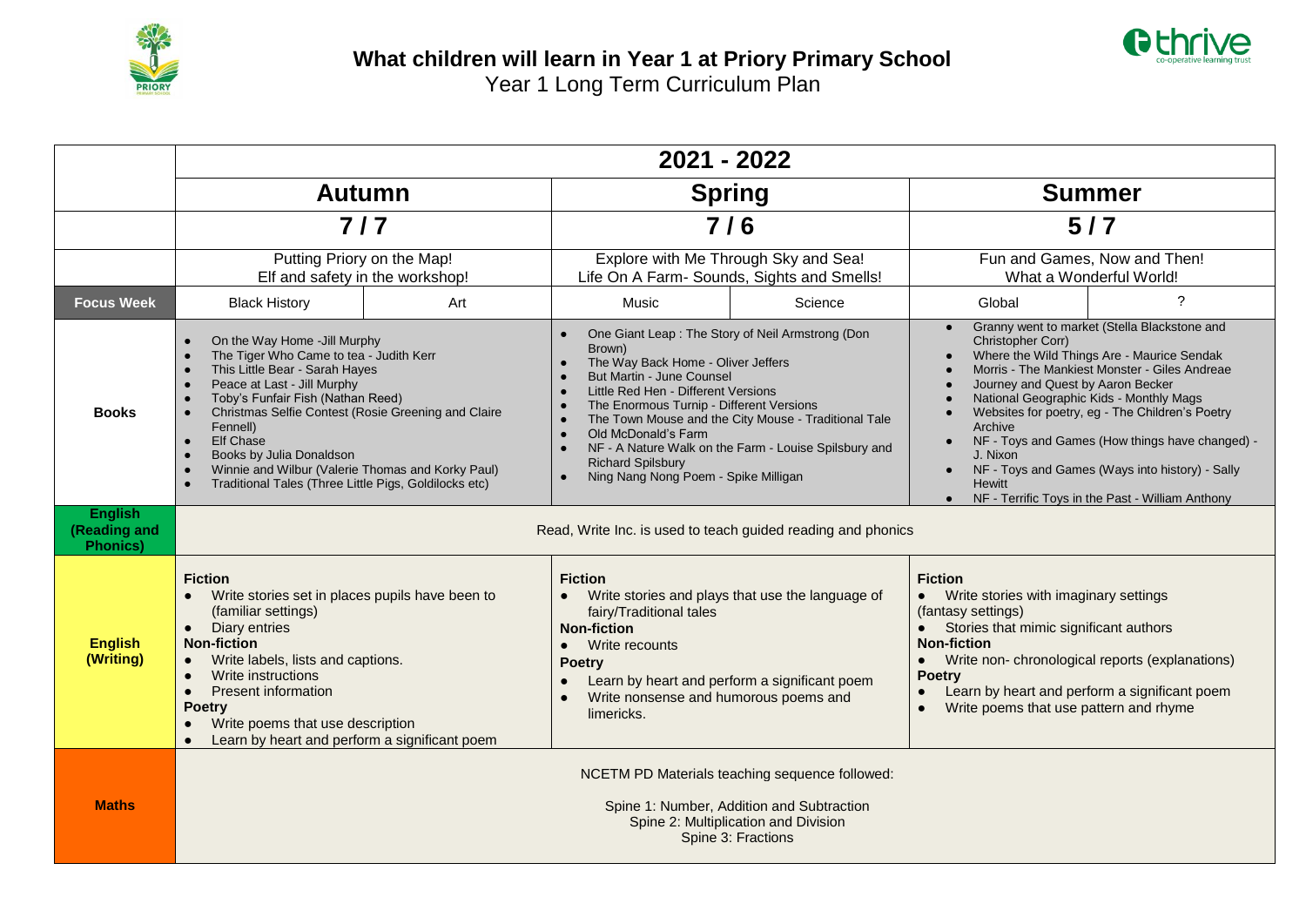# What children will learn in Year 1 at Priory Primary School

Year 1 Long Term Curriculum Plan

| | 2021 - 2022 | | | | | |
|---|---|---|---|---|---|---|
| | **Autumn** | | **Spring** | | **Summer** | |
| | **7 / 7** | | **7 / 6** | | **5 / 7** | |
| | Putting Priory on the Map!<br>Elf and safety in the workshop! | | Explore with Me Through Sky and Sea!<br>Life On A Farm- Sounds, Sights and Smells! | | Fun and Games, Now and Then!<br>What a Wonderful World! | |
| **Focus Week** | Black History | Art | Music | Science | Global | ? |
| **Books** | • On the Way Home -Jill Murphy<br>• The Tiger Who Came to tea - Judith Kerr<br>• This Little Bear - Sarah Hayes<br>• Peace at Last - Jill Murphy<br>• Toby's Funfair Fish (Nathan Reed)<br>• Christmas Selfie Contest (Rosie Greening and Claire Fennell)<br>• Elf Chase<br>• Books by Julia Donaldson<br>• Winnie and Wilbur (Valerie Thomas and Korky Paul)<br>• Traditional Tales (Three Little Pigs, Goldilocks etc) | | • One Giant Leap : The Story of Neil Armstrong (Don Brown)<br>• The Way Back Home - Oliver Jeffers<br>• But Martin - June Counsel<br>• Little Red Hen - Different Versions<br>• The Enormous Turnip - Different Versions<br>• The Town Mouse and the City Mouse - Traditional Tale<br>• Old McDonald's Farm<br>• NF - A Nature Walk on the Farm - Louise Spilsbury and Richard Spilsbury<br>• Ning Nang Nong Poem - Spike Milligan | | • Granny went to market (Stella Blackstone and Christopher Corr)<br>• Where the Wild Things Are - Maurice Sendak<br>• Morris - The Mankiest Monster - Giles Andreae<br>• Journey and Quest by Aaron Becker<br>• National Geographic Kids - Monthly Mags<br>• Websites for poetry, eg - The Children's Poetry Archive<br>• NF - Toys and Games (How things have changed) - J. Nixon<br>• NF - Toys and Games (Ways into history) - Sally Hewitt<br>• NF - Terrific Toys in the Past - William Anthony | |
| **English (Reading and Phonics)** | Read, Write Inc. is used to teach guided reading and phonics | | | | | |
| **English (Writing)** | **Fiction**<br>• Write stories set in places pupils have been to (familiar settings)<br>• Diary entries<br>**Non-fiction**<br>• Write labels, lists and captions.<br>• Write instructions<br>• Present information<br>**Poetry**<br>• Write poems that use description<br>• Learn by heart and perform a significant poem | | **Fiction**<br>• Write stories and plays that use the language of fairy/Traditional tales<br>**Non-fiction**<br>• Write recounts<br>**Poetry**<br>• Learn by heart and perform a significant poem<br>• Write nonsense and humorous poems and limericks. | | **Fiction**<br>• Write stories with imaginary settings (fantasy settings)<br>• Stories that mimic significant authors<br>**Non-fiction**<br>• Write non- chronological reports (explanations)<br>**Poetry**<br>• Learn by heart and perform a significant poem<br>• Write poems that use pattern and rhyme | |
| **Maths** | NCETM PD Materials teaching sequence followed:<br><br>Spine 1: Number, Addition and Subtraction<br>Spine 2: Multiplication and Division<br>Spine 3: Fractions | | | | | |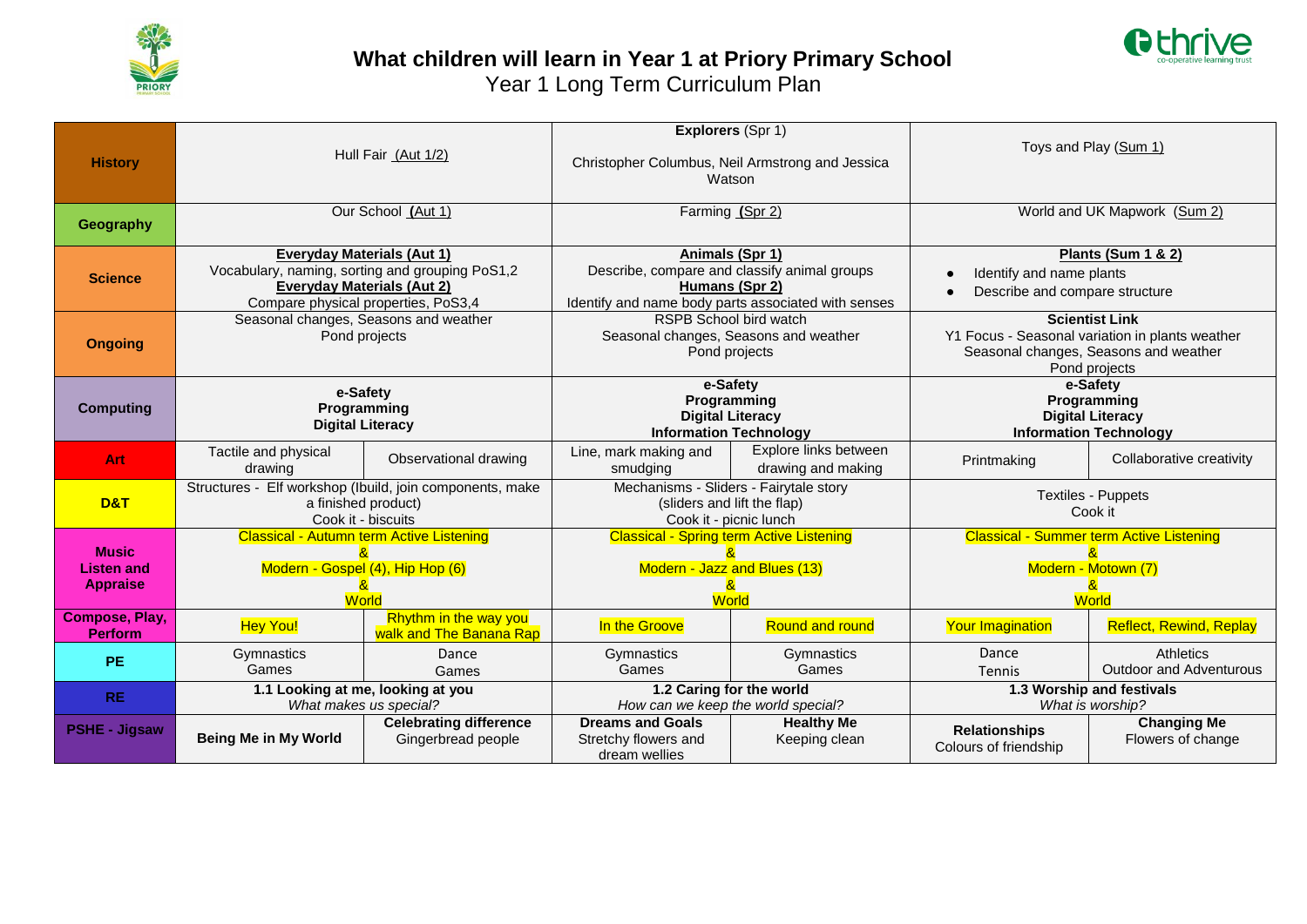# What children will learn in Year 1 at Priory Primary School

Year 1 Long Term Curriculum Plan

| | | | | | | |
|---|---|---|---|---|---|---|
| **History** | Hull Fair (Aut 1/2) | | **Explorers** (Spr 1)<br>Christopher Columbus, Neil Armstrong and Jessica Watson | | Toys and Play (Sum 1) | |
| **Geography** | Our School (Aut 1) | | Farming (Spr 2) | | World and UK Mapwork (Sum 2) | |
| **Science** | **Everyday Materials (Aut 1)**<br>Vocabulary, naming, sorting and grouping PoS1,2<br>**Everyday Materials (Aut 2)**<br>Compare physical properties, PoS3,4 | | **Animals (Spr 1)**<br>Describe, compare and classify animal groups<br>**Humans (Spr 2)**<br>Identify and name body parts associated with senses | | **Plants (Sum 1 & 2)**<br>• Identify and name plants<br>• Describe and compare structure | |
| **Ongoing** | Seasonal changes, Seasons and weather<br>Pond projects | | RSPB School bird watch<br>Seasonal changes, Seasons and weather<br>Pond projects | | **Scientist Link**<br>Y1 Focus - Seasonal variation in plants weather<br>Seasonal changes, Seasons and weather<br>Pond projects | |
| **Computing** | **e-Safety**<br>**Programming**<br>**Digital Literacy** | | **e-Safety**<br>**Programming**<br>**Digital Literacy**<br>**Information Technology** | | **e-Safety**<br>**Programming**<br>**Digital Literacy**<br>**Information Technology** | |
| **Art** | Tactile and physical drawing | Observational drawing | Line, mark making and smudging | Explore links between drawing and making | Printmaking | Collaborative creativity |
| **D&T** | Structures - Elf workshop (Ibuild, join components, make a finished product)<br>Cook it - biscuits | | Mechanisms - Sliders - Fairytale story (sliders and lift the flap)<br>Cook it - picnic lunch | | Textiles - Puppets<br>Cook it | |
| **Music Listen and Appraise** | Classical - Autumn term Active Listening<br>&<br>Modern - Gospel (4), Hip Hop (6)<br>&<br>World | | Classical - Spring term Active Listening<br>&<br>Modern - Jazz and Blues (13)<br>&<br>World | | Classical - Summer term Active Listening<br>&<br>Modern - Motown (7)<br>&<br>World | |
| **Compose, Play, Perform** | Hey You! | Rhythm in the way you walk and The Banana Rap | In the Groove | Round and round | Your Imagination | Reflect, Rewind, Replay |
| **PE** | Gymnastics<br>Games | Dance<br>Games | Gymnastics<br>Games | Gymnastics<br>Games | Dance<br>Tennis | Athletics<br>Outdoor and Adventurous |
| **RE** | **1.1 Looking at me, looking at you**<br>*What makes us special?* | | **1.2 Caring for the world**<br>*How can we keep the world special?* | | **1.3 Worship and festivals**<br>*What is worship?* | |
| **PSHE - Jigsaw** | **Being Me in My World** | **Celebrating difference**<br>Gingerbread people | **Dreams and Goals**<br>Stretchy flowers and dream wellies | **Healthy Me**<br>Keeping clean | **Relationships**<br>Colours of friendship | **Changing Me**<br>Flowers of change |